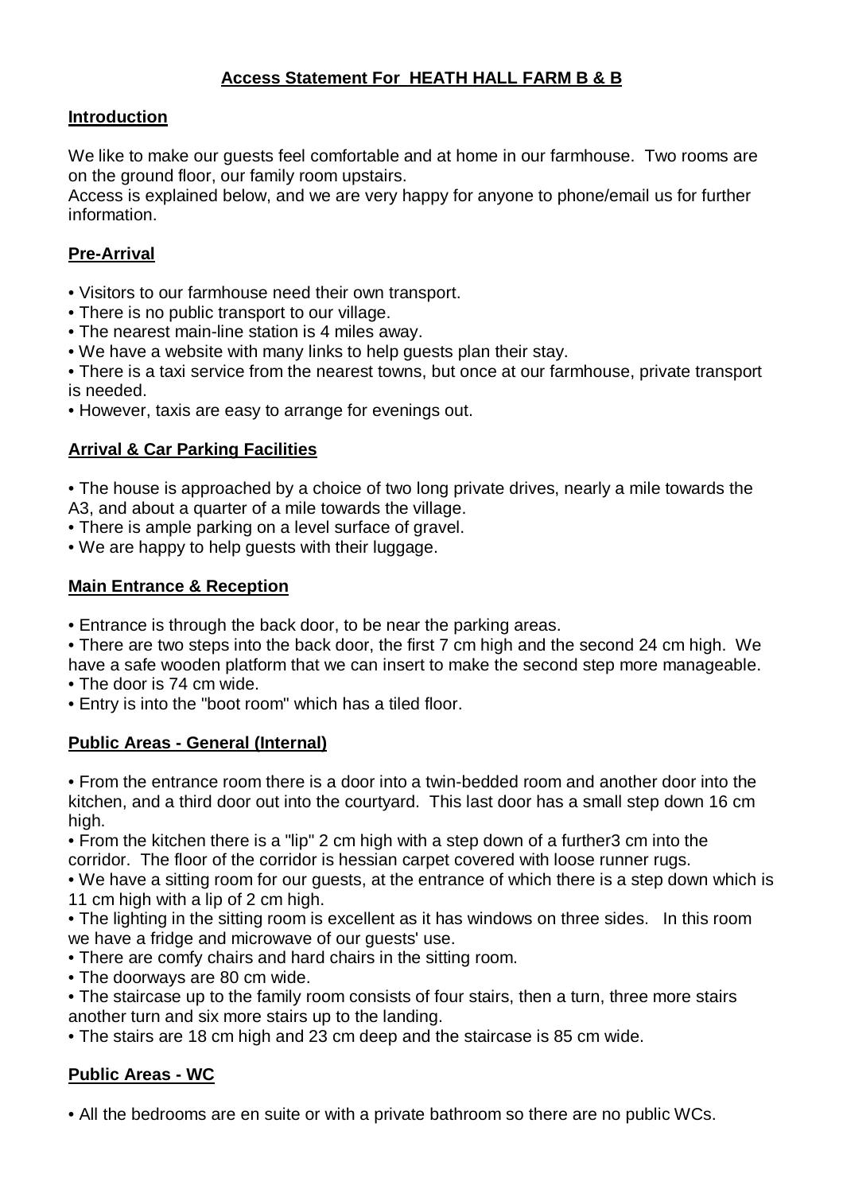# **Access Statement For HEATH HALL FARM B & B**

## **Introduction**

We like to make our guests feel comfortable and at home in our farmhouse. Two rooms are on the ground floor, our family room upstairs.
Access is explained below, and we are very happy for anyone to phone/email us for further information.

## **Pre-Arrival**

- Visitors to our farmhouse need their own transport.
- There is no public transport to our village.
- The nearest main-line station is 4 miles away.
- We have a website with many links to help guests plan their stay.
- There is a taxi service from the nearest towns, but once at our farmhouse, private transport is needed.
- However, taxis are easy to arrange for evenings out.

## **Arrival & Car Parking Facilities**

- The house is approached by a choice of two long private drives, nearly a mile towards the A3, and about a quarter of a mile towards the village.
- There is ample parking on a level surface of gravel.
- We are happy to help guests with their luggage.

## **Main Entrance & Reception**

- Entrance is through the back door, to be near the parking areas.
- There are two steps into the back door, the first 7 cm high and the second 24 cm high. We have a safe wooden platform that we can insert to make the second step more manageable.
- The door is 74 cm wide.
- Entry is into the "boot room" which has a tiled floor.

## **Public Areas - General (Internal)**

- From the entrance room there is a door into a twin-bedded room and another door into the kitchen, and a third door out into the courtyard. This last door has a small step down 16 cm high.
- From the kitchen there is a "lip" 2 cm high with a step down of a further3 cm into the corridor. The floor of the corridor is hessian carpet covered with loose runner rugs.
- We have a sitting room for our guests, at the entrance of which there is a step down which is 11 cm high with a lip of 2 cm high.
- The lighting in the sitting room is excellent as it has windows on three sides. In this room we have a fridge and microwave of our guests' use.
- There are comfy chairs and hard chairs in the sitting room.
- The doorways are 80 cm wide.
- The staircase up to the family room consists of four stairs, then a turn, three more stairs another turn and six more stairs up to the landing.
- The stairs are 18 cm high and 23 cm deep and the staircase is 85 cm wide.

## **Public Areas - WC**

- All the bedrooms are en suite or with a private bathroom so there are no public WCs.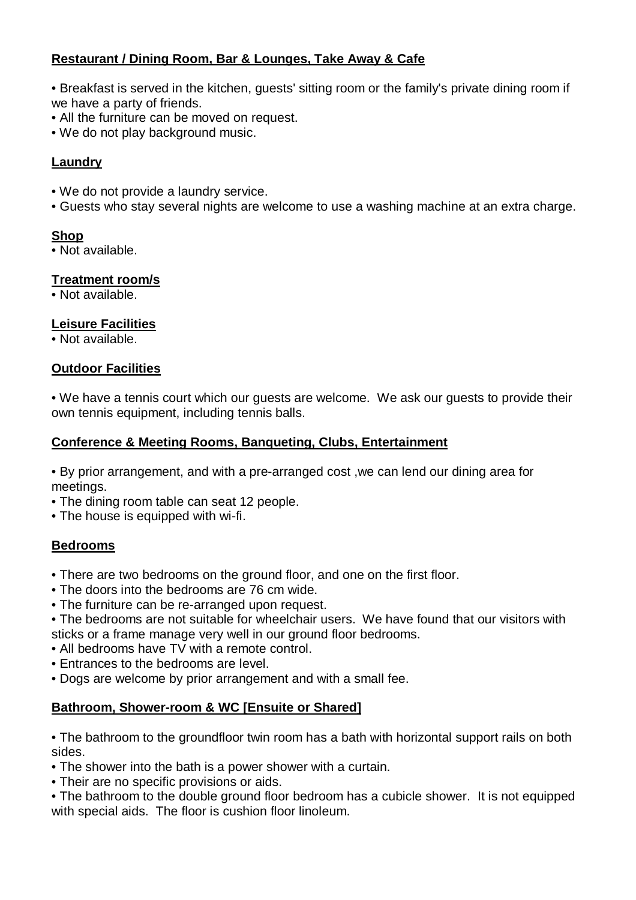**Restaurant / Dining Room, Bar & Lounges, Take Away & Cafe**

- Breakfast is served in the kitchen, guests' sitting room or the family's private dining room if we have a party of friends.
- All the furniture can be moved on request.
- We do not play background music.

**Laundry**

- We do not provide a laundry service.
- Guests who stay several nights are welcome to use a washing machine at an extra charge.

**Shop**

- Not available.

**Treatment room/s**

- Not available.

**Leisure Facilities**

- Not available.

**Outdoor Facilities**

- We have a tennis court which our guests are welcome. We ask our guests to provide their own tennis equipment, including tennis balls.

**Conference & Meeting Rooms, Banqueting, Clubs, Entertainment**

- By prior arrangement, and with a pre-arranged cost ,we can lend our dining area for meetings.
- The dining room table can seat 12 people.
- The house is equipped with wi-fi.

**Bedrooms**

- There are two bedrooms on the ground floor, and one on the first floor.
- The doors into the bedrooms are 76 cm wide.
- The furniture can be re-arranged upon request.
- The bedrooms are not suitable for wheelchair users. We have found that our visitors with sticks or a frame manage very well in our ground floor bedrooms.
- All bedrooms have TV with a remote control.
- Entrances to the bedrooms are level.
- Dogs are welcome by prior arrangement and with a small fee.

**Bathroom, Shower-room & WC [Ensuite or Shared]**

- The bathroom to the groundfloor twin room has a bath with horizontal support rails on both sides.
- The shower into the bath is a power shower with a curtain.
- Their are no specific provisions or aids.
- The bathroom to the double ground floor bedroom has a cubicle shower. It is not equipped with special aids. The floor is cushion floor linoleum.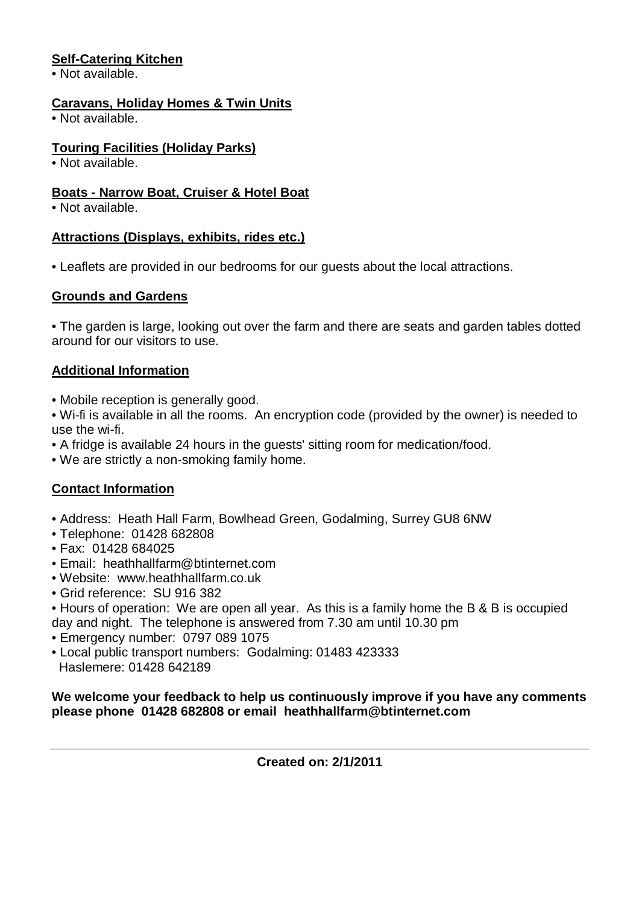**Self-Catering Kitchen**

- Not available.

**Caravans, Holiday Homes & Twin Units**

- Not available.

**Touring Facilities (Holiday Parks)**

- Not available.

**Boats - Narrow Boat, Cruiser & Hotel Boat**

- Not available.

**Attractions (Displays, exhibits, rides etc.)**

- Leaflets are provided in our bedrooms for our guests about the local attractions.

**Grounds and Gardens**

- The garden is large, looking out over the farm and there are seats and garden tables dotted around for our visitors to use.

**Additional Information**

- Mobile reception is generally good.
- Wi-fi is available in all the rooms. An encryption code (provided by the owner) is needed to use the wi-fi.
- A fridge is available 24 hours in the guests' sitting room for medication/food.
- We are strictly a non-smoking family home.

**Contact Information**

- Address: Heath Hall Farm, Bowlhead Green, Godalming, Surrey GU8 6NW
- Telephone: 01428 682808
- Fax: 01428 684025
- Email: heathhallfarm@btinternet.com
- Website: www.heathhallfarm.co.uk
- Grid reference: SU 916 382
- Hours of operation: We are open all year. As this is a family home the B & B is occupied day and night. The telephone is answered from 7.30 am until 10.30 pm
- Emergency number: 0797 089 1075
- Local public transport numbers: Godalming: 01483 423333
  Haslemere: 01428 642189

**We welcome your feedback to help us continuously improve if you have any comments please phone 01428 682808 or email heathhallfarm@btinternet.com**

**Created on: 2/1/2011**